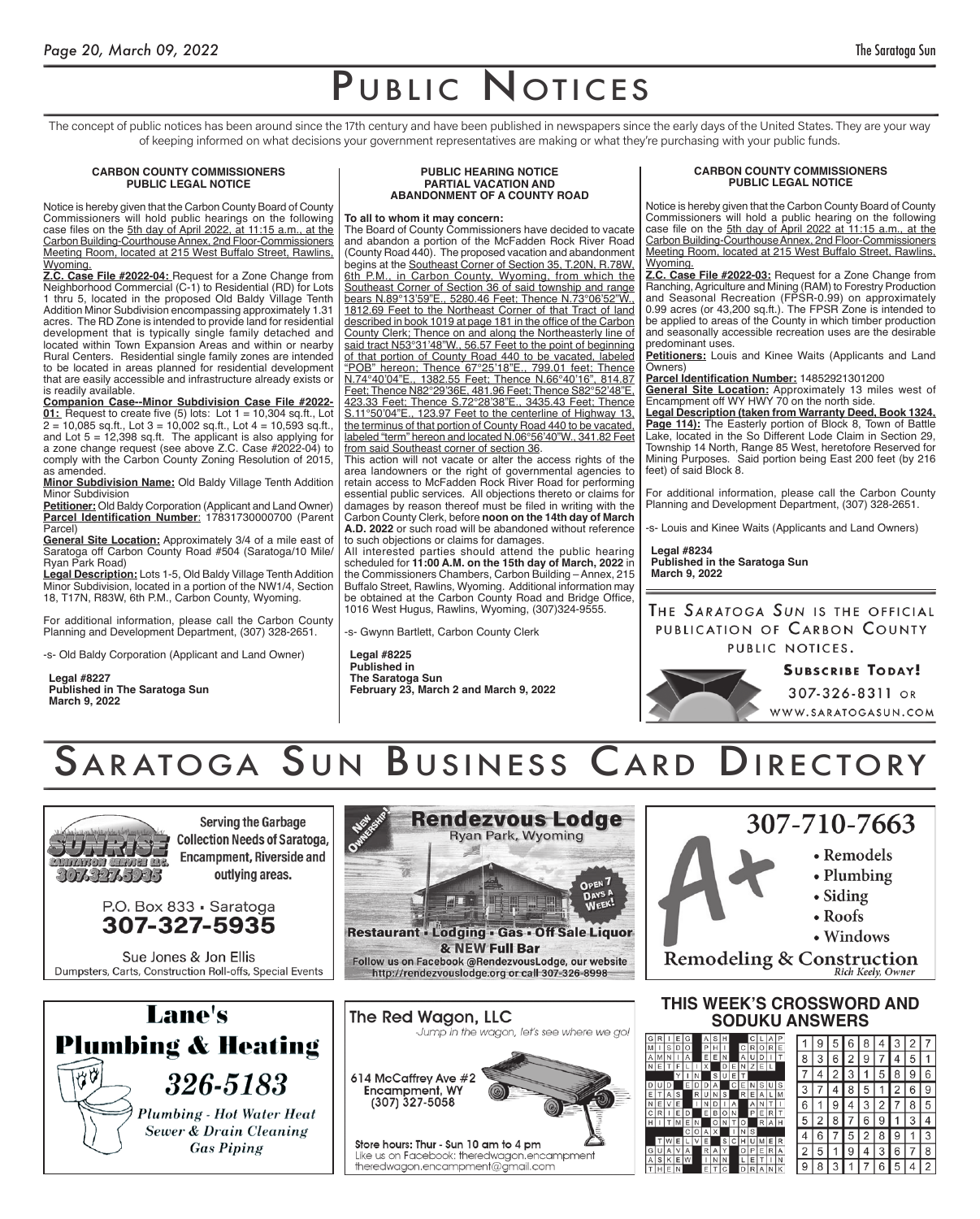# Public Notices

The concept of public notices has been around since the 17th century and have been published in newspapers since the early days of the United States. They are your way of keeping informed on what decisions your government representatives are making or what they're purchasing with your public funds.

## CARBON COUNTY COMMISSIONERS PUBLIC LEGAL NOTICE

Notice is hereby given that the Carbon County Board of County Commissioners will hold public hearings on the following case files on the 5th day of April 2022, at 11:15 a.m., at the Carbon Building-Courthouse Annex, 2nd Floor-Commissioners Meeting Room, located at 215 West Buffalo Street, Rawlins, Wyoming.

**Z.C. Case File #2022-04:** Request for a Zone Change from Neighborhood Commercial (C-1) to Residential (RD) for Lots 1 thru 5, located in the proposed Old Baldy Village Tenth Addition Minor Subdivision encompassing approximately 1.31 acres. The RD Zone is intended to provide land for residential development that is typically single family detached and located within Town Expansion Areas and within or nearby Rural Centers. Residential single family zones are intended to be located in areas planned for residential development that are easily accessible and infrastructure already exists or is readily available.

**Companion Case--Minor Subdivision Case File #2022-01:** Request to create five (5) lots: Lot 1 = 10,304 sq.ft., Lot 2 = 10,085 sq.ft., Lot 3 = 10,002 sq.ft., Lot 4 = 10,593 sq.ft., and Lot 5 = 12,398 sq.ft. The applicant is also applying for a zone change request (see above Z.C. Case #2022-04) to comply with the Carbon County Zoning Resolution of 2015, as amended.

**Minor Subdivision Name:** Old Baldy Village Tenth Addition Minor Subdivision

**Petitioner:** Old Baldy Corporation (Applicant and Land Owner)

**Parcel Identification Number**: 17831730000700 (Parent Parcel)

**General Site Location:** Approximately 3/4 of a mile east of Saratoga off Carbon County Road #504 (Saratoga/10 Mile/ Ryan Park Road)

**Legal Description:** Lots 1-5, Old Baldy Village Tenth Addition Minor Subdivision, located in a portion of the NW1/4, Section 18, T17N, R83W, 6th P.M., Carbon County, Wyoming.

For additional information, please call the Carbon County Planning and Development Department, (307) 328-2651.

-s- Old Baldy Corporation (Applicant and Land Owner)

**Legal #8227**
**Published in The Saratoga Sun**
**March 9, 2022**

## PUBLIC HEARING NOTICE PARTIAL VACATION AND ABANDONMENT OF A COUNTY ROAD

**To all to whom it may concern:**

The Board of County Commissioners have decided to vacate and abandon a portion of the McFadden Rock River Road (County Road 440). The proposed vacation and abandonment begins at the Southeast Corner of Section 35, T.20N, R.78W, 6th P.M., in Carbon County, Wyoming, from which the Southeast Corner of Section 36 of said township and range bears N.89°13'59"E., 5280.46 Feet; Thence N.73°06'52"W., 1812.69 Feet to the Northeast Corner of that Tract of land described in book 1019 at page 181 in the office of the Carbon County Clerk; Thence on and along the Northeasterly line of said tract N53°31'48"W., 56.57 Feet to the point of beginning of that portion of County Road 440 to be vacated, labeled "POB" hereon; Thence 67°25'18"E., 799.01 feet; Thence N.74°40'04"E., 1382.55 Feet; Thence N.66°40'16", 814.87 Feet; Thence N82°29'36E, 481.96 Feet; Thence S82°52'48"E, 423.33 Feet; Thence S.72°28'38"E., 3435.43 Feet; Thence S.11°50'04"E., 123.97 Feet to the centerline of Highway 13, the terminus of that portion of County Road 440 to be vacated, labeled "term" hereon and located N.06°56'40"W., 341.82 Feet from said Southeast corner of section 36.

This action will not vacate or alter the access rights of the area landowners or the right of governmental agencies to retain access to McFadden Rock River Road for performing essential public services. All objections thereto or claims for damages by reason thereof must be filed in writing with the Carbon County Clerk, before **noon on the 14th day of March A.D. 2022** or such road will be abandoned without reference to such objections or claims for damages.

All interested parties should attend the public hearing scheduled for **11:00 A.M. on the 15th day of March, 2022** in the Commissioners Chambers, Carbon Building – Annex, 215 Buffalo Street, Rawlins, Wyoming. Additional information may be obtained at the Carbon County Road and Bridge Office, 1016 West Hugus, Rawlins, Wyoming, (307)324-9555.

-s- Gwynn Bartlett, Carbon County Clerk

**Legal #8225**
**Published in**
**The Saratoga Sun**
**February 23, March 2 and March 9, 2022**

## CARBON COUNTY COMMISSIONERS PUBLIC LEGAL NOTICE

Notice is hereby given that the Carbon County Board of County Commissioners will hold a public hearing on the following case file on the 5th day of April 2022 at 11:15 a.m., at the Carbon Building-Courthouse Annex, 2nd Floor-Commissioners Meeting Room, located at 215 West Buffalo Street, Rawlins, Wyoming.

**Z.C. Case File #2022-03:** Request for a Zone Change from Ranching, Agriculture and Mining (RAM) to Forestry Production and Seasonal Recreation (FPSR-0.99) on approximately 0.99 acres (or 43,200 sq.ft.). The FPSR Zone is intended to be applied to areas of the County in which timber production and seasonally accessible recreation uses are the desirable predominant uses.

**Petitioners:** Louis and Kinee Waits (Applicants and Land Owners)

**Parcel Identification Number:** 14852921301200

**General Site Location:** Approximately 13 miles west of Encampment off WY HWY 70 on the north side.

**Legal Description (taken from Warranty Deed, Book 1324, Page 114):** The Easterly portion of Block 8, Town of Battle Lake, located in the So Different Lode Claim in Section 29, Township 14 North, Range 85 West, heretofore Reserved for Mining Purposes. Said portion being East 200 feet (by 216 feet) of said Block 8.

For additional information, please call the Carbon County Planning and Development Department, (307) 328-2651.

-s- Louis and Kinee Waits (Applicants and Land Owners)

**Legal #8234**
**Published in the Saratoga Sun**
**March 9, 2022**

The Saratoga Sun is the official publication of Carbon County public notices.

**Subscribe Today!**
307-326-8311 or
www.saratogasun.com

# Saratoga Sun Business Card Directory

**Sunrise Sanitation Service LLC** 307-327-5935
Serving the Garbage Collection Needs of Saratoga, Encampment, Riverside and outlying areas.
P.O. Box 833 • Saratoga
307-327-5935
Sue Jones & Jon Ellis
Dumpsters, Carts, Construction Roll-offs, Special Events

**Rendezvous Lodge**
New Ownership!
Ryan Park, Wyoming
Open 7 Days a Week!
Restaurant • Lodging • Gas • Off Sale Liquor & NEW Full Bar
Follow us on Facebook @RendezvousLodge, our website http://rendezvouslodge.org or call 307-326-8998

**A+ Remodeling & Construction**
307-710-7663
- Remodels
- Plumbing
- Siding
- Roofs
- Windows

Rich Keely, Owner

**Lane's Plumbing & Heating**
326-5183
Plumbing - Hot Water Heat
Sewer & Drain Cleaning
Gas Piping

**The Red Wagon, LLC**
*Jump in the wagon, let's see where we go!*
614 McCaffrey Ave #2
Encampment, WY
(307) 327-5058
Store hours: Thur - Sun 10 am to 4 pm
Like us on Facebook: theredwagon.encampment
theredwagon.encampment@gmail.com

## THIS WEEK'S CROSSWORD AND SODUKU ANSWERS

| | | | | | | | | |
|---|---|---|---|---|---|---|---|---|
| 1 | 9 | 5 | 6 | 8 | 4 | 3 | 2 | 7 |
| 8 | 3 | 6 | 2 | 9 | 7 | 4 | 5 | 1 |
| 7 | 4 | 2 | 3 | 1 | 5 | 8 | 9 | 6 |
| 3 | 7 | 4 | 8 | 5 | 1 | 2 | 6 | 9 |
| 6 | 1 | 9 | 4 | 3 | 2 | 7 | 8 | 5 |
| 5 | 2 | 8 | 7 | 6 | 9 | 1 | 3 | 4 |
| 4 | 6 | 7 | 5 | 2 | 8 | 9 | 1 | 3 |
| 2 | 5 | 1 | 9 | 4 | 3 | 6 | 7 | 8 |
| 9 | 8 | 3 | 1 | 7 | 6 | 5 | 4 | 2 |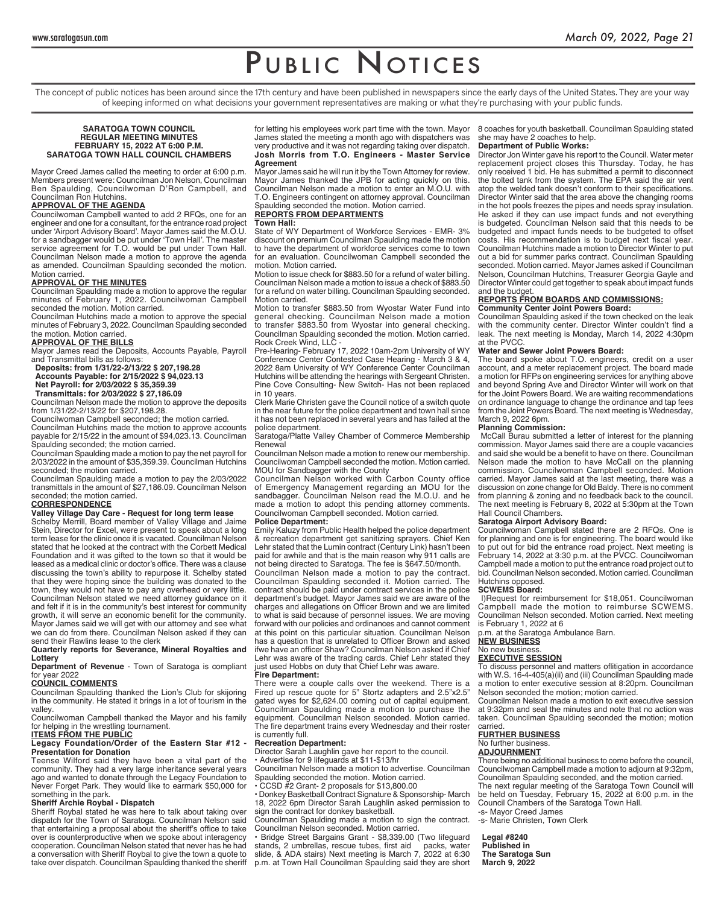# Public Notices

The concept of public notices has been around since the 17th century and have been published in newspapers since the early days of the United States. They are your way of keeping informed on what decisions your government representatives are making or what they're purchasing with your public funds.

**SARATOGA TOWN COUNCIL**
**REGULAR MEETING MINUTES**
**FEBRUARY 15, 2022 AT 6:00 P.M.**
**SARATOGA TOWN HALL COUNCIL CHAMBERS**

Mayor Creed James called the meeting to order at 6:00 p.m. Members present were: Councilman Jon Nelson, Councilman Ben Spaulding, Councilwoman D'Ron Campbell, and Councilman Ron Hutchins.

**APPROVAL OF THE AGENDA**

Councilwoman Campbell wanted to add 2 RFQs, one for an engineer and one for a consultant, for the entrance road project under 'Airport Advisory Board'. Mayor James said the M.O.U. for a sandbagger would be put under 'Town Hall'. The master service agreement for T.O. would be put under Town Hall. Councilman Nelson made a motion to approve the agenda as amended. Councilman Spaulding seconded the motion. Motion carried.

**APPROVAL OF THE MINUTES**

Councilman Spaulding made a motion to approve the regular minutes of February 1, 2022. Councilwoman Campbell seconded the motion. Motion carried.

Councilman Hutchins made a motion to approve the special minutes of February 3, 2022. Councilman Spaulding seconded the motion. Motion carried.

**APPROVAL OF THE BILLS**

Mayor James read the Deposits, Accounts Payable, Payroll and Transmittal bills as follows:

**Deposits: from 1/31/22-2/13/22 $ 207,198.28**
**Accounts Payable: for 2/15/2022 $ 94,023.13**
**Net Payroll: for 2/03/2022 $ 35,359.39**
**Transmittals: for 2/03/2022 $ 27,186.09**

Councilman Nelson made the motion to approve the deposits from 1/31/22-2/13/22 for $207,198.28.

Councilwoman Campbell seconded; the motion carried.

Councilman Hutchins made the motion to approve accounts payable for 2/15/22 in the amount of $94,023.13. Councilman Spaulding seconded; the motion carried.

Councilman Spaulding made a motion to pay the net payroll for 2/03/2022 in the amount of $35,359.39. Councilman Hutchins seconded; the motion carried.

Councilman Spaulding made a motion to pay the 2/03/2022 transmittals in the amount of $27,186.09. Councilman Nelson seconded; the motion carried.

**CORRESPONDENCE**

**Valley Village Day Care - Request for long term lease**

Schelby Merrill, Board member of Valley Village and Jaime Stein, Director for Excel, were present to speak about a long term lease for the clinic once it is vacated. Councilman Nelson stated that he looked at the contract with the Corbett Medical Foundation and it was gifted to the town so that it would be leased as a medical clinic or doctor's office. There was a clause discussing the town's ability to repurpose it. Schelby stated that they were hoping since the building was donated to the town, they would not have to pay any overhead or very little. Councilman Nelson stated we need attorney guidance on it and felt if it is in the community's best interest for community growth, it will serve an economic benefit for the community. Mayor James said we will get with our attorney and see what we can do from there. Councilman Nelson asked if they can send their Rawlins lease to the clerk

**Quarterly reports for Severance, Mineral Royalties and Lottery**

**Department of Revenue** - Town of Saratoga is compliant for year 2022

**COUNCIL COMMENTS**

Councilman Spaulding thanked the Lion's Club for skijoring in the community. He stated it brings in a lot of tourism in the valley.

Councilwoman Campbell thanked the Mayor and his family for helping in the wrestling tournament.

**ITEMS FROM THE PUBLIC**

**Legacy Foundation/Order of the Eastern Star #12 - Presentation for Donation**

Teense Wilford said they have been a vital part of the community. They had a very large inheritance several years ago and wanted to donate through the Legacy Foundation to Never Forget Park. They would like to earmark $50,000 for something in the park.

**Sheriff Archie Roybal - Dispatch**

Sheriff Roybal stated he was here to talk about taking over dispatch for the Town of Saratoga. Councilman Nelson said that entertaining a proposal about the sheriff's office to take over is counterproductive when we spoke about interagency cooperation. Councilman Nelson stated that never has he had a conversation with Sheriff Roybal to give the town a quote to take over dispatch. Councilman Spaulding thanked the sheriff for letting his employees work part time with the town. Mayor James stated the meeting a month ago with dispatchers was very productive and it was not regarding taking over dispatch.

**Josh Morris from T.O. Engineers - Master Service Agreement**

Mayor James said he will run it by the Town Attorney for review. Mayor James thanked the JPB for acting quickly on this. Councilman Nelson made a motion to enter an M.O.U. with T.O. Engineers contingent on attorney approval. Councilman Spaulding seconded the motion. Motion carried.

**REPORTS FROM DEPARTMENTS**

**Town Hall:**

State of WY Department of Workforce Services - EMR- 3% discount on premium Councilman Spaulding made the motion to have the department of workforce services come to town for an evaluation. Councilwoman Campbell seconded the motion. Motion carried.

Motion to issue check for $883.50 for a refund of water billing. Councilman Nelson made a motion to issue a check of $883.50 for a refund on water billing. Councilman Spaulding seconded. Motion carried.

Motion to transfer $883.50 from Wyostar Water Fund into general checking. Councilman Nelson made a motion to transfer $883.50 from Wyostar into general checking. Councilman Spaulding seconded the motion. Motion carried.

Rock Creek Wind, LLC -

Pre-Hearing- February 17, 2022 10am-2pm University of WY Conference Center Contested Case Hearing - March 3 & 4, 2022 8am University of WY Conference Center Councilman Hutchins will be attending the hearings with Sergeant Christen.

Pine Cove Consulting- New Switch- Has not been replaced in 10 years.

Clerk Marie Christen gave the Council notice of a switch quote in the near future for the police department and town hall since it has not been replaced in several years and has failed at the police department.

Saratoga/Platte Valley Chamber of Commerce Membership Renewal

Councilman Nelson made a motion to renew our membership. Councilwoman Campbell seconded the motion. Motion carried.

MOU for Sandbagger with the County

Councilman Nelson worked with Carbon County office of Emergency Management regarding an MOU for the sandbagger. Councilman Nelson read the M.O.U. and he made a motion to adopt this pending attorney comments. Councilwoman Campbell seconded. Motion carried.

**Police Department:**

Emily Kaluzy from Public Health helped the police department & recreation department get sanitizing sprayers. Chief Ken Lehr stated that the Lumin contract (Century Link) hasn't been paid for awhile and that is the main reason why 911 calls are not being directed to Saratoga. The fee is $647.50/month.

Councilman Nelson made a motion to pay the contract. Councilman Spaulding seconded it. Motion carried. The contract should be paid under contract services in the police department's budget. Mayor James said we are aware of the charges and allegations on Officer Brown and we are limited to what is said because of personnel issues. We are moving forward with our policies and ordinances and cannot comment at this point on this particular situation. Councilman Nelson has a question that is unrelated to Officer Brown and asked ifwe have an officer Shaw? Councilman Nelson asked if Chief Lehr was aware of the trading cards. Chief Lehr stated they just used Hobbs on duty that Chief Lehr was aware.

**Fire Department:**

There were a couple calls over the weekend. There is a Fired up rescue quote for 5" Stortz adapters and 2.5"x2.5" gated wyes for $2,624.00 coming out of capital equipment. Councilman Spaulding made a motion to purchase the equipment. Councilman Nelson seconded. Motion carried. The fire department trains every Wednesday and their roster is currently full.

**Recreation Department:**

Director Sarah Laughlin gave her report to the council.

• Advertise for 9 lifeguards at $11-$13/hr

Councilman Nelson made a motion to advertise. Councilman Spaulding seconded the motion. Motion carried.

• CCSD #2 Grant- 2 proposals for $13,800.00

• Donkey Basketball Contract Signature & Sponsorship- March 18, 2022 6pm Director Sarah Laughlin asked permission to sign the contract for donkey basketball.

Councilman Spaulding made a motion to sign the contract. Councilman Nelson seconded. Motion carried.

• Bridge Street Bargains Grant - $8,339.00 (Two lifeguard stands, 2 umbrellas, rescue tubes, first aid packs, water slide, & ADA stairs) Next meeting is March 7, 2022 at 6:30 p.m. at Town Hall Councilman Spaulding said they are short 8 coaches for youth basketball. Councilman Spaulding stated she may have 2 coaches to help.

**Department of Public Works:**

Director Jon Winter gave his report to the Council. Water meter replacement project closes this Thursday. Today, he has only received 1 bid. He has submitted a permit to disconnect the bolted tank from the system. The EPA said the air vent atop the welded tank doesn't conform to their specifications. Director Winter said that the area above the changing rooms in the hot pools freezes the pipes and needs spray insulation. He asked if they can use impact funds and not everything is budgeted. Councilman Nelson said that this needs to be budgeted and impact funds needs to be budgeted to offset costs. His recommendation is to budget next fiscal year. Councilman Hutchins made a motion to Director Winter to put out a bid for summer parks contract. Councilman Spaulding seconded. Motion carried. Mayor James asked if Councilman Nelson, Councilman Hutchins, Treasurer Georgia Gayle and Director Winter could get together to speak about impact funds and the budget.

**REPORTS FROM BOARDS AND COMMISSIONS:**

**Community Center Joint Powers Board:**

Councilman Spaulding asked if the town checked on the leak with the community center. Director Winter couldn't find a leak. The next meeting is Monday, March 14, 2022 4:30pm at the PVCC.

**Water and Sewer Joint Powers Board:**

The board spoke about T.O. engineers, credit on a user account, and a meter replacement project. The board made a motion for RFPs on engineering services for anything above and beyond Spring Ave and Director Winter will work on that for the Joint Powers Board. We are waiting recommendations on ordinance language to change the ordinance and tap fees from the Joint Powers Board. The next meeting is Wednesday, March 9, 2022 6pm.

**Planning Commission:**

McCall Burau submitted a letter of interest for the planning commission. Mayor James said there are a couple vacancies and said she would be a benefit to have on there. Councilman Nelson made the motion to have McCall on the planning commission. Councilwoman Campbell seconded. Motion carried. Mayor James said at the last meeting, there was a discussion on zone change for Old Baldy. There is no comment from planning & zoning and no feedback back to the council. The next meeting is February 8, 2022 at 5:30pm at the Town Hall Council Chambers.

**Saratoga Airport Advisory Board:**

Councilwoman Campbell stated there are 2 RFQs. One is for planning and one is for engineering. The board would like to put out for bid the entrance road project. Next meeting is February 14, 2022 at 3:30 p.m. at the PVCC. Councilwoman Campbell made a motion to put the entrance road project out to bid. Councilman Nelson seconded. Motion carried. Councilman Hutchins opposed.

**SCWEMS Board:**

l)Request for reimbursement for $18,051. Councilwoman Campbell made the motion to reimburse SCWEMS. Councilman Nelson seconded. Motion carried. Next meeting is February 1, 2022 at 6 p.m. at the Saratoga Ambulance Barn.

**NEW BUSINESS**

No new business.

**EXECUTIVE SESSION**

To discuss personnel and matters oflitigation in accordance with W.S. 16-4-405(a)(ii) and (iii) Councilman Spaulding made a motion to enter executive session at 8:20pm. Councilman Nelson seconded the motion; motion carried.

Councilman Nelson made a motion to exit executive session at 9:32pm and seal the minutes and note that no action was taken. Councilman Spaulding seconded the motion; motion carried.

**FURTHER BUSINESS**

No further business.

**ADJOURNMENT**

There being no additional business to come before the council, Councilwoman Campbell made a motion to adjourn at 9:32pm, Councilman Spaulding seconded, and the motion carried.

The next regular meeting of the Saratoga Town Council will be held on Tuesday, February 15, 2022 at 6:00 p.m. in the Council Chambers of the Saratoga Town Hall.

-s- Mayor Creed James

-s- Marie Christen, Town Clerk

**Legal #8240**
**Published in**
**The Saratoga Sun**
**March 9, 2022**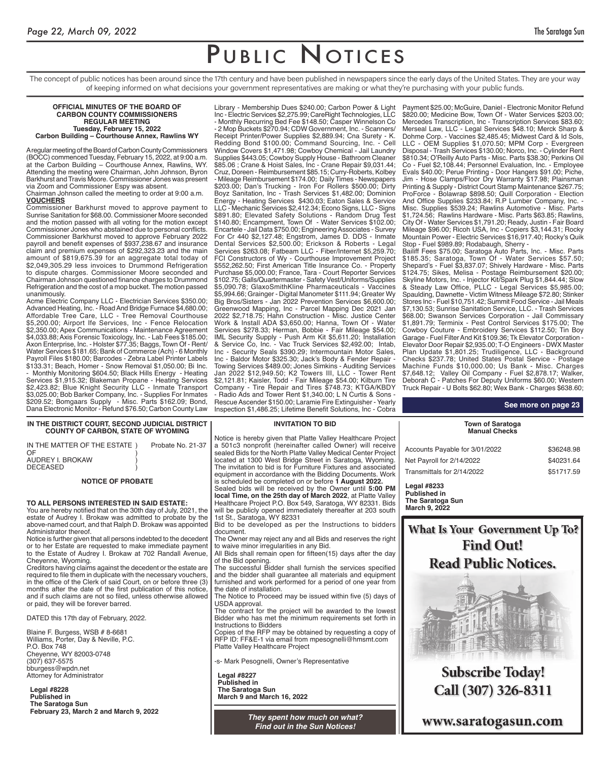# Public Notices

The concept of public notices has been around since the 17th century and have been published in newspapers since the early days of the United States. They are your way of keeping informed on what decisions your government representatives are making or what they're purchasing with your public funds.

**OFFICIAL MINUTES OF THE BOARD OF CARBON COUNTY COMMISSIONERS REGULAR MEETING Tuesday, February 15, 2022 Carbon Building – Courthouse Annex, Rawlins WY**

A regular meeting of the Board of Carbon County Commissioners (BOCC) commenced Tuesday, February 15, 2022, at 9:00 a.m. at the Carbon Building – Courthouse Annex, Rawlins, WY. Attending the meeting were Chairman, John Johnson, Byron Barkhurst and Travis Moore. Commissioner Jones was present via Zoom and Commissioner Espy was absent.

Chairman Johnson called the meeting to order at 9:00 a.m.

**VOUCHERS**

Commissioner Barkhurst moved to approve payment to Sunrise Sanitation for $68.00. Commissioner Moore seconded and the motion passed with all voting for the motion except Commissioner Jones who abstained due to personal conflicts. Commissioner Barkhurst moved to approve February 2022 payroll and benefit expenses of $937,238.67 and insurance claim and premium expenses of $292,323.23 and the main amount of $819,675.39 for an aggregate total today of $2,049,305.29 less invoices to Drummond Refrigeration to dispute charges. Commissioner Moore seconded and Chairman Johnson questioned finance charges to Drummond Refrigeration and the cost of a mop bucket. The motion passed unanimously.

Acme Electric Company LLC - Electrician Services $350.00; Advanced Heating, Inc. - Road And Bridge Furnace $4,680.00; Affordable Tree Care, LLC - Tree Removal Courthouse $5,200.00; Airport Ife Services, Inc - Fence Relocation $2,350.00; Apex Communications - Maintenance Agreement $4,033.88; Axis Forensic Toxicology, Inc. - Lab Fees $185.00; Axon Enterprise, Inc. - Holster $77.35; Baggs, Town Of - Rent/ Water Services $181.65; Bank of Commerce (Ach) - 6 Monthly Payroll Files $180.00; Barcodes - Zebra Label Printer Labels $133.31; Beach, Homer - Snow Removal $1,050.00; Bi Inc. - Monthly Monitoring $604.50; Black Hills Energy - Heating Services $1,915.32; Blakeman Propane - Heating Services $2,423.82; Blue Knight Security LLC - Inmate Transport $3,025.00; Bob Barker Company, Inc. - Supplies For Inmates $209.52; Bomgaars Supply - Misc. Parts $162.09; Bond, Dana Electronic Monitor - Refund $76.50; Carbon County Law Library - Membership Dues $240.00; Carbon Power & Light Inc - Electric Services $2,275.99; CareRight Technologies, LLC - Monthly Recurring Bed Fee $148.50; Casper Winnelson Co - 2 Mop Buckets $270.94; CDW Government, Inc. - Scanners/ Receipt Printer/Power Supplies $2,889.94; Cna Surety - K. Redding Bond $100.00; Command Sourcing, Inc. - Cell Window Covers $1,471.98; Cowboy Chemical - Jail Laundry Supplies $443.05; Cowboy Supply House - Bathroom Cleaner $85.06 ; Crane & Hoist Sales, Inc - Crane Repair $9,031.44; Cruz, Doreen - Reimbursement $85.15; Curry-Roberts, Kolbey - Mileage Reimbursement $174.00; Daily Times - Newspapers $203.00; Dan's Trucking - Iron For Rollers $500.00; Dirty Boyz Sanitation, Inc - Trash Services $1,482.00; Dominion Energy - Heating Services $430.03; Eaton Sales & Service LLC - Mechanic Services $2,412.34; Econo Signs, LLC - Signs $891.80; Elevated Safety Solutions - Random Drug Test $140.80; Encampment, Town Of - Water Services $102.00; Encartele - Jail Data $750.00; Engineering Associates - Survey For Cr 440 $2,127.48; Engstrom, James D. DDS - Inmate Dental Services $2,500.00; Erickson & Roberts - Legal Services $263.08; Fatbeam LLC - Fiber/Internet $5,259.70; FCI Constructors of Wy - Courthouse Improvement Project $552,262.50; First American Title Insurance Co. - Property Purchase $5,000.00; France, Tara - Court Reporter Services $102.75; Galls/Quartermaster - Safety Vest/Uniforms/Supplies $5,090.78; GlaxoSmithKline Pharmaceuticals - Vaccines $5,994.66; Grainger - Digital Manometer $111.94; Greater Wy Big Bros/Sisters - Jan 2022 Prevention Services $6,600.00; Greenwood Mapping, Inc - Parcel Mapping Dec 2021 Jan 2022 $2,718.75; Hahn Construction - Misc. Justice Center Work & Install ADA $3,650.00; Hanna, Town Of - Water Services $278.33; Herman, Bobbie - Fair Mileage $54.00; IML Security Supply - Push Arm Kit $5,611.20; Installation & Service Co, Inc. - Vac Truck Services $2,492.00; Intab, Inc - Security Seals $390.29; Intermountain Motor Sales, Inc - Baldor Motor $325.30; Jack's Body & Fender Repair - Towing Services $489.00; Jones Simkins - Auditing Services Jan 2022 $12,949.50; K2 Towers III, LLC - Tower Rent $2,121.81; Kaisler, Todd - Fair Mileage $54.00; Kilburn Tire Company - Tire Repair and Tires $748.73; KTGA/KBDY - Radio Ads and Tower Rent $1,340.00; L N Curtis & Sons - Rescue Ascender $150.00; Laramie Fire Extinguisher - Yearly Inspection $1,486.25; Lifetime Benefit Solutions, Inc - Cobra Payment $25.00; McGuire, Daniel - Electronic Monitor Refund $820.00; Medicine Bow, Town Of - Water Services $203.00; Mercedes Transcription, Inc - Transcription Services $83.60; Merseal Law, LLC - Legal Services $48.10; Merck Sharp & Dohme Corp. - Vaccines $2,485.45; Midwest Card & Id Sols, LLC - OEM Supplies $1,070.50; MPM Corp - Evergreen Disposal - Trash Services $130.00; Norco, Inc. - Cylinder Rent $810.34; O'Reilly Auto Parts - Misc. Parts $38.30; Perkins Oil Co - Fuel $2,108.44; Personnel Evaluation, Inc. - Employee Evals $40.00; Perue Printing - Door Hangers $91.00; Piche, Jim - Hose Clamps/Floor Dry Warranty $17.98; Plainsman Printing & Supply - District Court Stamp Maintenance $267.75; ProForce - Bolawrap $898.50; Quill Corporation - Election And Office Supplies $233.84; R.P Lumber Company, Inc. - Misc. Supplies $539.24; Rawlins Automotive - Misc. Parts $1,724.56; Rawlins Hardware - Misc. Parts $63.85; Rawlins, City Of - Water Services $1,791.20; Ready, Justin - Fair Board Mileage $96.00; Ricoh USA, Inc - Copiers $3,144.31; Rocky Mountain Power - Electric Services $16,917.40; Rocky's Quik Stop - Fuel $989.89; Rodabaugh, Sherry - Bailiff Fees $75.00; Saratoga Auto Parts, Inc. - Misc. Parts $185.35; Saratoga, Town Of - Water Services $57.50; Shepard's - Fuel $3,837.07; Shively Hardware - Misc. Parts $124.75; Sikes, Melisa - Postage Reimbursement $20.00; Skyline Motors, Inc. - Injector Kit/Spark Plug $1,844.44; Slow & Steady Law Office, PLLC - Legal Services $5,985.00; Spaulding, Dawnette - Victim Witness Mileage $72.80; Stinker Stores Inc - Fuel $10,751.42; Summit Food Service - Jail Meals $7,130.53; Sunrise Sanitation Service, LLC. - Trash Services $68.00; Swanson Services Corporation - Jail Commissary $1,891.79; Terminix - Pest Control Services $175.00; The Cowboy Couture - Embroidery Services $112.50; Tin Boy Garage - Fuel Filter And Kit $109.36; Tk Elevator Corporation - Elevator Door Repair $2,935.00; T-O Engineers - DWX Master Plan Update $1,801.25; Trudiligence, LLC - Background Checks $237.78; United States Postal Service - Postage Machine Funds $10,000.00; Us Bank - Misc. Charges $7,648.12; Valley Oil Company - Fuel $2,878.17; Walker, Deborah C - Patches For Deputy Uniforms $60.00; Western Truck Repair - U Bolts $62.80; Wex Bank - Charges $638.60;

**See more on page 23**

---

**IN THE DISTRICT COURT, SECOND JUDICIAL DISTRICT COUNTY OF CARBON, STATE OF WYOMING**

IN THE MATTER OF THE ESTATE OF AUDREY I. BROKAW DECEASED ) Probate No. 21-37

**NOTICE OF PROBATE**

**TO ALL PERSONS INTERESTED IN SAID ESTATE:**

You are hereby notified that on the 30th day of July, 2021, the estate of Audrey I. Brokaw was admitted to probate by the above-named court, and that Ralph D. Brokaw was appointed Administrator thereof.

Notice is further given that all persons indebted to the decedent or to her Estate are requested to make immediate payment to the Estate of Audrey I. Brokaw at 702 Randall Avenue, Cheyenne, Wyoming.

Creditors having claims against the decedent or the estate are required to file them in duplicate with the necessary vouchers, in the office of the Clerk of said Court, on or before three (3) months after the date of the first publication of this notice, and if such claims are not so filed, unless otherwise allowed or paid, they will be forever barred.

DATED this 17th day of February, 2022.

Blaine F. Burgess, WSB # 8-6681
Williams, Porter, Day & Neville, P.C.
P.O. Box 748
Cheyenne, WY 82003-0748
(307) 637-5575
bburgess@wpdn.net
Attorney for Administrator

**Legal #8228**
**Published in The Saratoga Sun**
**February 23, March 2 and March 9, 2022**

---

**INVITATION TO BID**

Notice is hereby given that Platte Valley Healthcare Project a 501c3 nonprofit (hereinafter called Owner) will receive sealed Bids for the North Platte Valley Medical Center Project located at 1300 West Bridge Street in Saratoga, Wyoming. The invitation to bid is for Furniture Fixtures and associated equipment in accordance with the Bidding Documents. Work is scheduled be completed on or before **1 August 2022.**

Sealed bids will be received by the Owner until **5:00 PM local Time, on the 25th day of March 2022**, at Platte Valley Healthcare Project P.O. Box 549, Saratoga, WY 82331. Bids will be publicly opened immediately thereafter at 203 south 1st St., Saratoga, WY 82331

Bid to be developed as per the Instructions to bidders document.

The Owner may reject any and all Bids and reserves the right to waive minor irregularities in any Bid.

All Bids shall remain open for fifteen(15) days after the day of the Bid opening.

The successful Bidder shall furnish the services specified and the bidder shall guarantee all materials and equipment furnished and work performed for a period of one year from the date of installation.

The Notice to Proceed may be issued within five (5) days of USDA approval.

The contract for the project will be awarded to the lowest Bidder who has met the minimum requirements set forth in Instructions to Bidders

Copies of the RFP may be obtained by requesting a copy of RFP ID: FF&E-1 via email from mpesognelli@hmsmt.com Platte Valley Healthcare Project

-s- Mark Pesognelli, Owner's Representative

**Legal #8227**
**Published in The Saratoga Sun**
**March 9 and March 16, 2022**

***They spent how much on what? Find out in the Sun Notices!***

---

**Town of Saratoga Manual Checks**

| | |
|---|---|
| Accounts Payable for 3/01/2022 | $36248.98 |
| Net Payroll for 2/14/2022 | $40231.64 |
| Transmittals for 2/14/2022 | $51717.59 |

**Legal #8233**
**Published in The Saratoga Sun**
**March 9, 2022**

---

**What Is Your Government Up To? Find Out! Read Public Notices.**

**Subscribe Today! Call (307) 326-8311**

**www.saratogasun.com**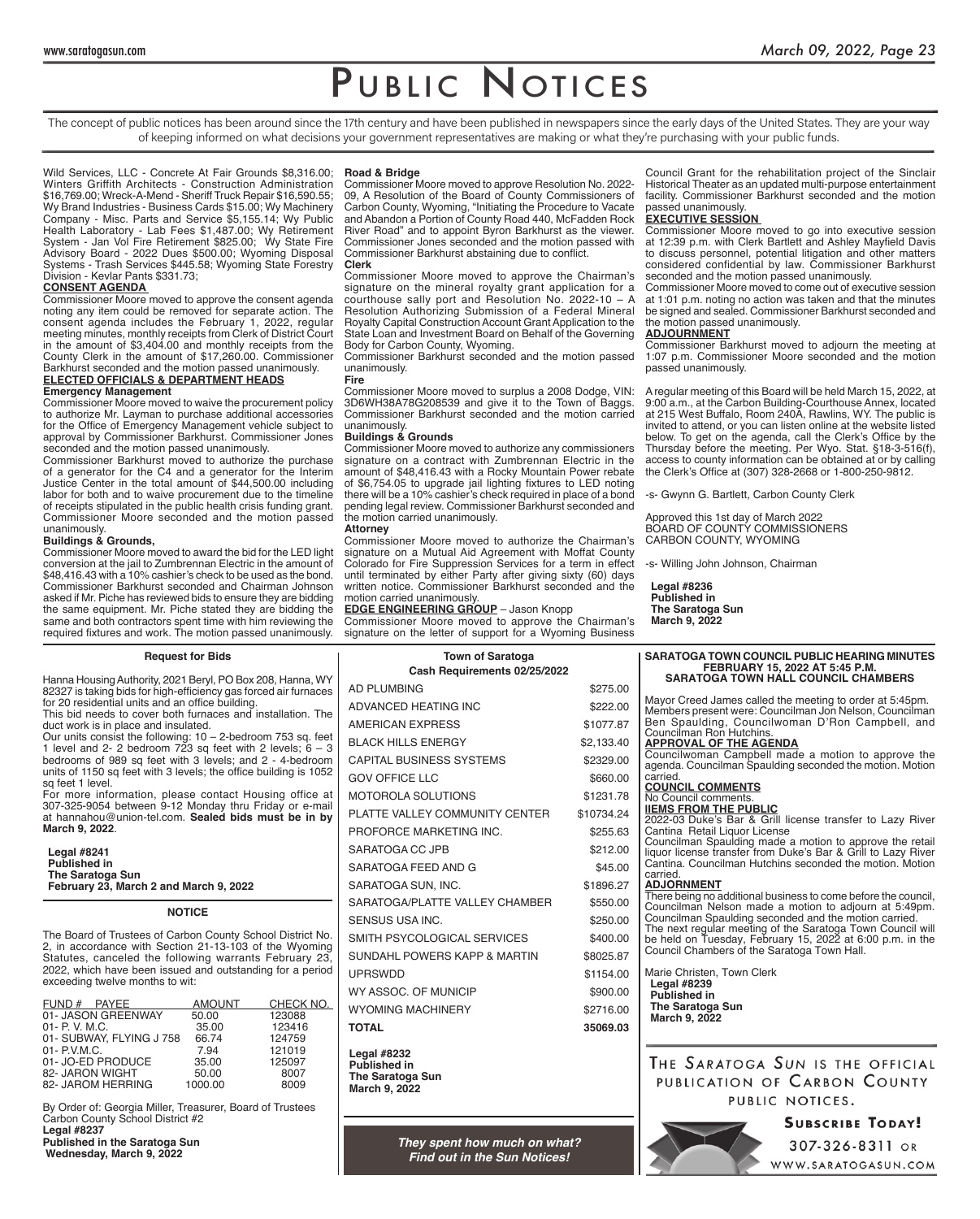# Public Notices

The concept of public notices has been around since the 17th century and have been published in newspapers since the early days of the United States. They are your way of keeping informed on what decisions your government representatives are making or what they're purchasing with your public funds.

Wild Services, LLC - Concrete At Fair Grounds $8,316.00; Winters Griffith Architects - Construction Administration $16,769.00; Wreck-A-Mend - Sheriff Truck Repair $16,590.55; Wy Brand Industries - Business Cards $15.00; Wy Machinery Company - Misc. Parts and Service $5,155.14; Wy Public Health Laboratory - Lab Fees $1,487.00; Wy Retirement System - Jan Vol Fire Retirement $825.00; Wy State Fire Advisory Board - 2022 Dues $500.00; Wyoming Disposal Systems - Trash Services $445.58; Wyoming State Forestry Division - Kevlar Pants $331.73;

**CONSENT AGENDA**

Commissioner Moore moved to approve the consent agenda noting any item could be removed for separate action. The consent agenda includes the February 1, 2022, regular meeting minutes, monthly receipts from Clerk of District Court in the amount of $3,404.00 and monthly receipts from the County Clerk in the amount of $17,260.00. Commissioner Barkhurst seconded and the motion passed unanimously.

**ELECTED OFFICIALS & DEPARTMENT HEADS**

**Emergency Management**

Commissioner Moore moved to waive the procurement policy to authorize Mr. Layman to purchase additional accessories for the Office of Emergency Management vehicle subject to approval by Commissioner Barkhurst. Commissioner Jones seconded and the motion passed unanimously.

Commissioner Barkhurst moved to authorize the purchase of a generator for the C4 and a generator for the Interim Justice Center in the total amount of $44,500.00 including labor for both and to waive procurement due to the timeline of receipts stipulated in the public health crisis funding grant. Commissioner Moore seconded and the motion passed unanimously.

**Buildings & Grounds,**

Commissioner Moore moved to award the bid for the LED light conversion at the jail to Zumbrennan Electric in the amount of $48,416.43 with a 10% cashier's check to be used as the bond. Commissioner Barkhurst seconded and Chairman Johnson asked if Mr. Piche has reviewed bids to ensure they are bidding the same equipment. Mr. Piche stated they are bidding the same and both contractors spent time with him reviewing the required fixtures and work. The motion passed unanimously.

**Road & Bridge**

Commissioner Moore moved to approve Resolution No. 2022-09, A Resolution of the Board of County Commissioners of Carbon County, Wyoming, "Initiating the Procedure to Vacate and Abandon a Portion of County Road 440, McFadden Rock River Road" and to appoint Byron Barkhurst as the viewer. Commissioner Jones seconded and the motion passed with Commissioner Barkhurst abstaining due to conflict.

**Clerk**

Commissioner Moore moved to approve the Chairman's signature on the mineral royalty grant application for a courthouse sally port and Resolution No. 2022-10 – A Resolution Authorizing Submission of a Federal Mineral Royalty Capital Construction Account Grant Application to the State Loan and Investment Board on Behalf of the Governing Body for Carbon County, Wyoming.

Commissioner Barkhurst seconded and the motion passed unanimously.

**Fire**

Commissioner Moore moved to surplus a 2008 Dodge, VIN: 3D6WH38A78G208539 and give it to the Town of Baggs. Commissioner Barkhurst seconded and the motion carried unanimously.

**Buildings & Grounds**

Commissioner Moore moved to authorize any commissioners signature on a contract with Zumbrennan Electric in the amount of $48,416.43 with a Rocky Mountain Power rebate of $6,754.05 to upgrade jail lighting fixtures to LED noting there will be a 10% cashier's check required in place of a bond pending legal review. Commissioner Barkhurst seconded and the motion carried unanimously.

**Attorney**

Commissioner Moore moved to authorize the Chairman's signature on a Mutual Aid Agreement with Moffat County Colorado for Fire Suppression Services for a term in effect until terminated by either Party after giving sixty (60) days written notice. Commissioner Barkhurst seconded and the motion carried unanimously.

**EDGE ENGINEERING GROUP** – Jason Knopp

Commissioner Moore moved to approve the Chairman's signature on the letter of support for a Wyoming Business Council Grant for the rehabilitation project of the Sinclair Historical Theater as an updated multi-purpose entertainment facility. Commissioner Barkhurst seconded and the motion passed unanimously.

**EXECUTIVE SESSION**

Commissioner Moore moved to go into executive session at 12:39 p.m. with Clerk Bartlett and Ashley Mayfield Davis to discuss personnel, potential litigation and other matters considered confidential by law. Commissioner Barkhurst seconded and the motion passed unanimously.

Commissioner Moore moved to come out of executive session at 1:01 p.m. noting no action was taken and that the minutes be signed and sealed. Commissioner Barkhurst seconded and the motion passed unanimously.

**ADJOURNMENT**

Commissioner Barkhurst moved to adjourn the meeting at 1:07 p.m. Commissioner Moore seconded and the motion passed unanimously.

A regular meeting of this Board will be held March 15, 2022, at 9:00 a.m., at the Carbon Building-Courthouse Annex, located at 215 West Buffalo, Room 240A, Rawlins, WY. The public is invited to attend, or you can listen online at the website listed below. To get on the agenda, call the Clerk's Office by the Thursday before the meeting. Per Wyo. Stat. §18-3-516(f), access to county information can be obtained at or by calling the Clerk's Office at (307) 328-2668 or 1-800-250-9812.

-s- Gwynn G. Bartlett, Carbon County Clerk

Approved this 1st day of March 2022
BOARD OF COUNTY COMMISSIONERS
CARBON COUNTY, WYOMING

-s- Willing John Johnson, Chairman

**Legal #8236**
**Published in**
**The Saratoga Sun**
**March 9, 2022**

---

### Request for Bids

Hanna Housing Authority, 2021 Beryl, PO Box 208, Hanna, WY 82327 is taking bids for high-efficiency gas forced air furnaces for 20 residential units and an office building.

This bid needs to cover both furnaces and installation. The duct work is in place and insulated.

Our units consist the following: 10 – 2-bedroom 753 sq. feet 1 level and 2- 2 bedroom 723 sq feet with 2 levels; 6 – 3 bedrooms of 989 sq feet with 3 levels; and 2 - 4-bedroom units of 1150 sq feet with 3 levels; the office building is 1052 sq feet 1 level.

For more information, please contact Housing office at 307-325-9054 between 9-12 Monday thru Friday or e-mail at hannahou@union-tel.com. **Sealed bids must be in by March 9, 2022**.

**Legal #8241**
**Published in**
**The Saratoga Sun**
**February 23, March 2 and March 9, 2022**

---

### NOTICE

The Board of Trustees of Carbon County School District No. 2, in accordance with Section 21-13-103 of the Wyoming Statutes, canceled the following warrants February 23, 2022, which have been issued and outstanding for a period exceeding twelve months to wit:

| FUND # PAYEE | AMOUNT | CHECK NO. |
|---|---|---|
| 01- JASON GREENWAY | 50.00 | 123088 |
| 01- P. V. M.C. | 35.00 | 123416 |
| 01- SUBWAY, FLYING J 758 | 66.74 | 124759 |
| 01- P.V.M.C. | 7.94 | 121019 |
| 01- JO-ED PRODUCE | 35.00 | 125097 |
| 82- JARON WIGHT | 50.00 | 8007 |
| 82- JAROM HERRING | 1000.00 | 8009 |

By Order of: Georgia Miller, Treasurer, Board of Trustees
Carbon County School District #2
**Legal #8237**
**Published in the Saratoga Sun**
**Wednesday, March 9, 2022**

---

### Town of Saratoga
### Cash Requirements 02/25/2022

| | |
|---|---|
| AD PLUMBING | $275.00 |
| ADVANCED HEATING INC | $222.00 |
| AMERICAN EXPRESS | $1077.87 |
| BLACK HILLS ENERGY | $2,133.40 |
| CAPITAL BUSINESS SYSTEMS | $2329.00 |
| GOV OFFICE LLC | $660.00 |
| MOTOROLA SOLUTIONS | $1231.78 |
| PLATTE VALLEY COMMUNITY CENTER | $10734.24 |
| PROFORCE MARKETING INC. | $255.63 |
| SARATOGA CC JPB | $212.00 |
| SARATOGA FEED AND G | $45.00 |
| SARATOGA SUN, INC. | $1896.27 |
| SARATOGA/PLATTE VALLEY CHAMBER | $550.00 |
| SENSUS USA INC. | $250.00 |
| SMITH PSYCOLOGICAL SERVICES | $400.00 |
| SUNDAHL POWERS KAPP & MARTIN | $8025.87 |
| UPRSWDD | $1154.00 |
| WY ASSOC. OF MUNICIP | $900.00 |
| WYOMING MACHINERY | $2716.00 |
| **TOTAL** | **35069.03** |

**Legal #8232**
**Published in**
**The Saratoga Sun**
**March 9, 2022**

***They spent how much on what?***
***Find out in the Sun Notices!***

---

### SARATOGA TOWN COUNCIL PUBLIC HEARING MINUTES
### FEBRUARY 15, 2022 AT 5:45 P.M.
### SARATOGA TOWN HALL COUNCIL CHAMBERS

Mayor Creed James called the meeting to order at 5:45pm. Members present were: Councilman Jon Nelson, Councilman Ben Spaulding, Councilwoman D'Ron Campbell, and Councilman Ron Hutchins.

**APPROVAL OF THE AGENDA**

Councilwoman Campbell made a motion to approve the agenda. Councilman Spaulding seconded the motion. Motion carried.

**COUNCIL COMMENTS**

No Council comments.

**IIEMS FROM THE PUBLIC**

2022-03 Duke's Bar & Grill license transfer to Lazy River Cantina Retail Liquor License

Councilman Spaulding made a motion to approve the retail liquor license transfer from Duke's Bar & Grill to Lazy River Cantina. Councilman Hutchins seconded the motion. Motion carried.

**ADJORNMENT**

There being no additional business to come before the council, Councilman Nelson made a motion to adjourn at 5:49pm. Councilman Spaulding seconded and the motion carried.

The next regular meeting of the Saratoga Town Council will be held on Tuesday, February 15, 2022 at 6:00 p.m. in the Council Chambers of the Saratoga Town Hall.

Marie Christen, Town Clerk
**Legal #8239**
**Published in**
**The Saratoga Sun**
**March 9, 2022**

---

THE SARATOGA SUN IS THE OFFICIAL PUBLICATION OF CARBON COUNTY PUBLIC NOTICES.

**SUBSCRIBE TODAY!**
307-326-8311 OR
WWW.SARATOGASUN.COM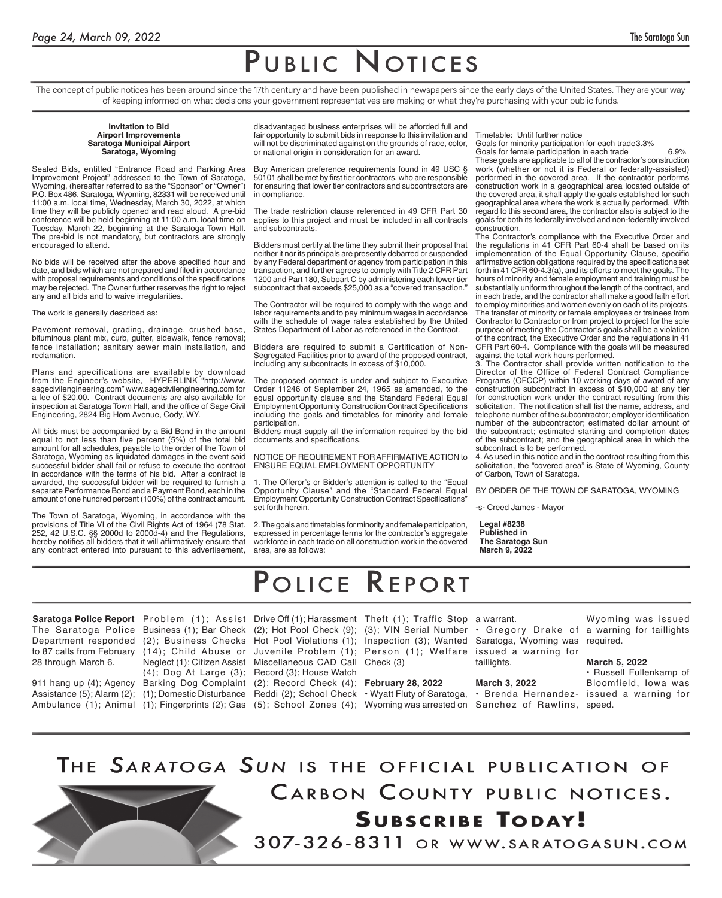# Public Notices

The concept of public notices has been around since the 17th century and have been published in newspapers since the early days of the United States. They are your way of keeping informed on what decisions your government representatives are making or what they're purchasing with your public funds.

**Invitation to Bid**
**Airport Improvements**
**Saratoga Municipal Airport**
**Saratoga, Wyoming**

Sealed Bids, entitled "Entrance Road and Parking Area Improvement Project" addressed to the Town of Saratoga, Wyoming, (hereafter referred to as the "Sponsor" or "Owner") P.O. Box 486, Saratoga, Wyoming, 82331 will be received until 11:00 a.m. local time, Wednesday, March 30, 2022, at which time they will be publicly opened and read aloud. A pre-bid conference will be held beginning at 11:00 a.m. local time on Tuesday, March 22, beginning at the Saratoga Town Hall. The pre-bid is not mandatory, but contractors are strongly encouraged to attend.

No bids will be received after the above specified hour and date, and bids which are not prepared and filed in accordance with proposal requirements and conditions of the specifications may be rejected. The Owner further reserves the right to reject any and all bids and to waive irregularities.

The work is generally described as:

Pavement removal, grading, drainage, crushed base, bituminous plant mix, curb, gutter, sidewalk, fence removal; fence installation; sanitary sewer main installation, and reclamation.

Plans and specifications are available by download from the Engineer's website, HYPERLINK "http://www.sagecivilengineering.com" www.sagecivilengineering.com for a fee of $20.00. Contract documents are also available for inspection at Saratoga Town Hall, and the office of Sage Civil Engineering, 2824 Big Horn Avenue, Cody, WY.

All bids must be accompanied by a Bid Bond in the amount equal to not less than five percent (5%) of the total bid amount for all schedules, payable to the order of the Town of Saratoga, Wyoming as liquidated damages in the event said successful bidder shall fail or refuse to execute the contract in accordance with the terms of his bid. After a contract is awarded, the successful bidder will be required to furnish a separate Performance Bond and a Payment Bond, each in the amount of one hundred percent (100%) of the contract amount.

The Town of Saratoga, Wyoming, in accordance with the provisions of Title VI of the Civil Rights Act of 1964 (78 Stat. 252, 42 U.S.C. §§ 2000d to 2000d-4) and the Regulations, hereby notifies all bidders that it will affirmatively ensure that any contract entered into pursuant to this advertisement, disadvantaged business enterprises will be afforded full and fair opportunity to submit bids in response to this invitation and will not be discriminated against on the grounds of race, color, or national origin in consideration for an award.

Buy American preference requirements found in 49 USC § 50101 shall be met by first tier contractors, who are responsible for ensuring that lower tier contractors and subcontractors are in compliance.

The trade restriction clause referenced in 49 CFR Part 30 applies to this project and must be included in all contracts and subcontracts.

Bidders must certify at the time they submit their proposal that neither it nor its principals are presently debarred or suspended by any Federal department or agency from participation in this transaction, and further agrees to comply with Title 2 CFR Part 1200 and Part 180, Subpart C by administering each lower tier subcontract that exceeds $25,000 as a "covered transaction."

The Contractor will be required to comply with the wage and labor requirements and to pay minimum wages in accordance with the schedule of wage rates established by the United States Department of Labor as referenced in the Contract.

Bidders are required to submit a Certification of Non-Segregated Facilities prior to award of the proposed contract, including any subcontracts in excess of $10,000.

The proposed contract is under and subject to Executive Order 11246 of September 24, 1965 as amended, to the equal opportunity clause and the Standard Federal Equal Employment Opportunity Construction Contract Specifications including the goals and timetables for minority and female participation.

Bidders must supply all the information required by the bid documents and specifications.

NOTICE OF REQUIREMENT FOR AFFIRMATIVE ACTION to ENSURE EQUAL EMPLOYMENT OPPORTUNITY

1. The Offeror's or Bidder's attention is called to the "Equal Opportunity Clause" and the "Standard Federal Equal Employment Opportunity Construction Contract Specifications" set forth herein.

2. The goals and timetables for minority and female participation, expressed in percentage terms for the contractor's aggregate workforce in each trade on all construction work in the covered area, are as follows:

Timetable: Until further notice
Goals for minority participation for each trade 3.3%
Goals for female participation in each trade 6.9%

These goals are applicable to all of the contractor's construction work (whether or not it is Federal or federally-assisted) performed in the covered area. If the contractor performs construction work in a geographical area located outside of the covered area, it shall apply the goals established for such geographical area where the work is actually performed. With regard to this second area, the contractor also is subject to the goals for both its federally involved and non-federally involved construction.

The Contractor's compliance with the Executive Order and the regulations in 41 CFR Part 60-4 shall be based on its implementation of the Equal Opportunity Clause, specific affirmative action obligations required by the specifications set forth in 41 CFR 60-4.3(a), and its efforts to meet the goals. The hours of minority and female employment and training must be substantially uniform throughout the length of the contract, and in each trade, and the contractor shall make a good faith effort to employ minorities and women evenly on each of its projects. The transfer of minority or female employees or trainees from Contractor to Contractor or from project to project for the sole purpose of meeting the Contractor's goals shall be a violation of the contract, the Executive Order and the regulations in 41 CFR Part 60-4. Compliance with the goals will be measured against the total work hours performed.

3. The Contractor shall provide written notification to the Director of the Office of Federal Contract Compliance Programs (OFCCP) within 10 working days of award of any construction subcontract in excess of $10,000 at any tier for construction work under the contract resulting from this solicitation. The notification shall list the name, address, and telephone number of the subcontractor; employer identification number of the subcontractor; estimated dollar amount of the subcontract; estimated starting and completion dates of the subcontract; and the geographical area in which the subcontract is to be performed.

4. As used in this notice and in the contract resulting from this solicitation, the "covered area" is State of Wyoming, County of Carbon, Town of Saratoga.

BY ORDER OF THE TOWN OF SARATOGA, WYOMING

-s- Creed James - Mayor

**Legal #8238**
**Published in**
**The Saratoga Sun**
**March 9, 2022**

# Police Report

**Saratoga Police Report** The Saratoga Police Department responded to 87 calls from February 28 through March 6.

911 hang up (4); Agency Assistance (5); Alarm (2); Ambulance (1); Animal Problem (1); Assist Business (1); Bar Check (2); Business Checks (14); Child Abuse or Neglect (1); Citizen Assist (4); Dog At Large (3); Barking Dog Complaint (1); Domestic Disturbance (1); Fingerprints (2); Gas Drive Off (1); Harassment (2); Hot Pool Check (9); Hot Pool Violations (1); Juvenile Problem (1); Miscellaneous CAD Call (2); Record Check (4); Reddi (2); School Check (5); School Zones (4); Theft (1); Traffic Stop (3); VIN Serial Number Inspection (3); Wanted Person (1); Welfare Check (3)

**February 28, 2022**

• Wyatt Fluty of Saratoga, Wyoming was arrested on a warrant.

• Gregory Drake of Saratoga, Wyoming was issued a warning for taillights.

**March 3, 2022**

• Brenda Hernandez-Sanchez of Rawlins, Wyoming was issued a warning for taillights required.

**March 5, 2022**

• Russell Fullenkamp of Bloomfield, Iowa was issued a warning for speed.

**The *Saratoga Sun* is the official publication of Carbon County public notices.**

**Subscribe Today!**

307-326-8311 or www.saratogasun.com